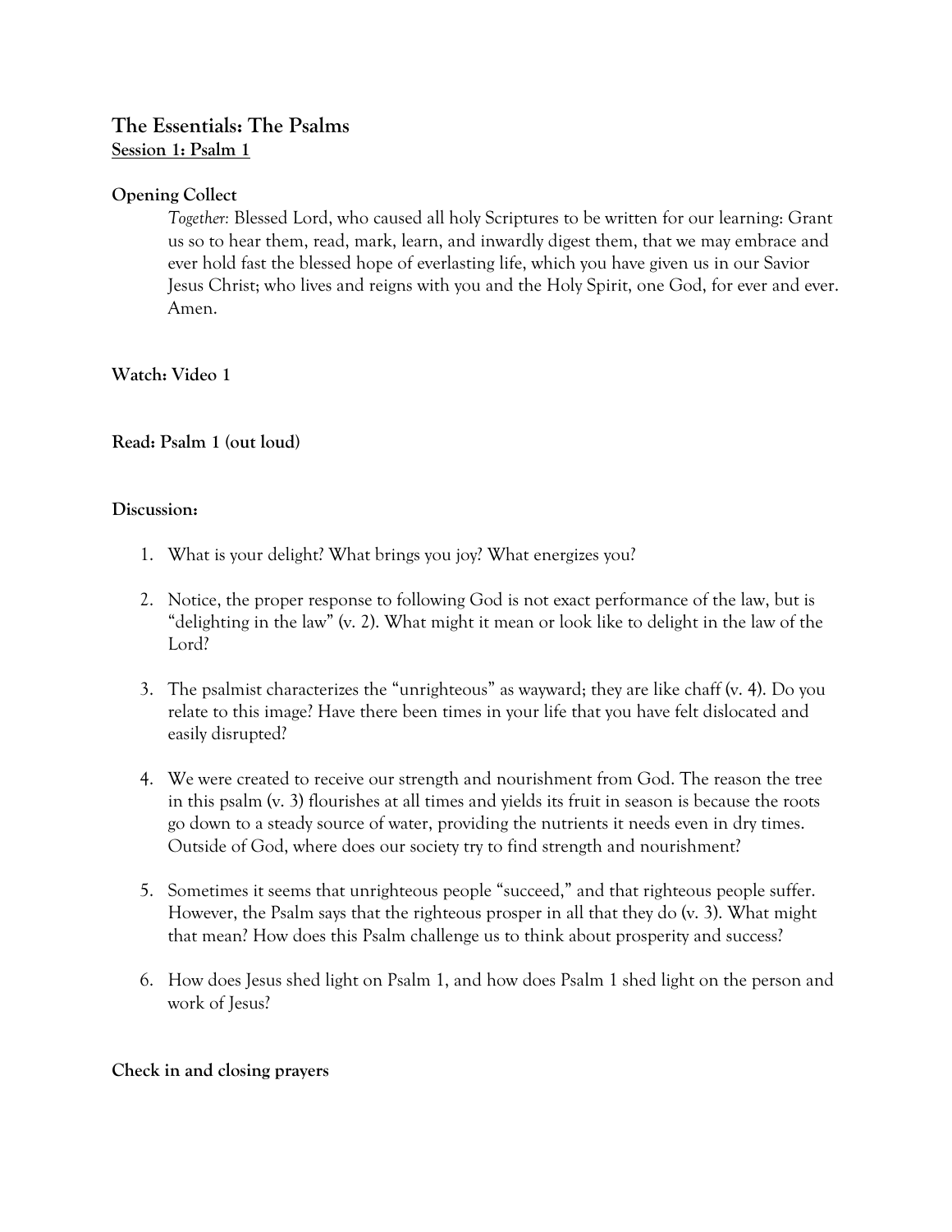# The Essentials: The Psalms

## Session 1: Psalm 1

**Opening Collect**

*Together:* Blessed Lord, who caused all holy Scriptures to be written for our learning: Grant us so to hear them, read, mark, learn, and inwardly digest them, that we may embrace and ever hold fast the blessed hope of everlasting life, which you have given us in our Savior Jesus Christ; who lives and reigns with you and the Holy Spirit, one God, for ever and ever. Amen.

**Watch: Video 1**

**Read: Psalm 1 (out loud)**

**Discussion:**

1. What is your delight? What brings you joy? What energizes you?

2. Notice, the proper response to following God is not exact performance of the law, but is "delighting in the law" (v. 2). What might it mean or look like to delight in the law of the Lord?

3. The psalmist characterizes the "unrighteous" as wayward; they are like chaff (v. 4). Do you relate to this image? Have there been times in your life that you have felt dislocated and easily disrupted?

4. We were created to receive our strength and nourishment from God. The reason the tree in this psalm (v. 3) flourishes at all times and yields its fruit in season is because the roots go down to a steady source of water, providing the nutrients it needs even in dry times. Outside of God, where does our society try to find strength and nourishment?

5. Sometimes it seems that unrighteous people "succeed," and that righteous people suffer. However, the Psalm says that the righteous prosper in all that they do (v. 3). What might that mean? How does this Psalm challenge us to think about prosperity and success?

6. How does Jesus shed light on Psalm 1, and how does Psalm 1 shed light on the person and work of Jesus?

**Check in and closing prayers**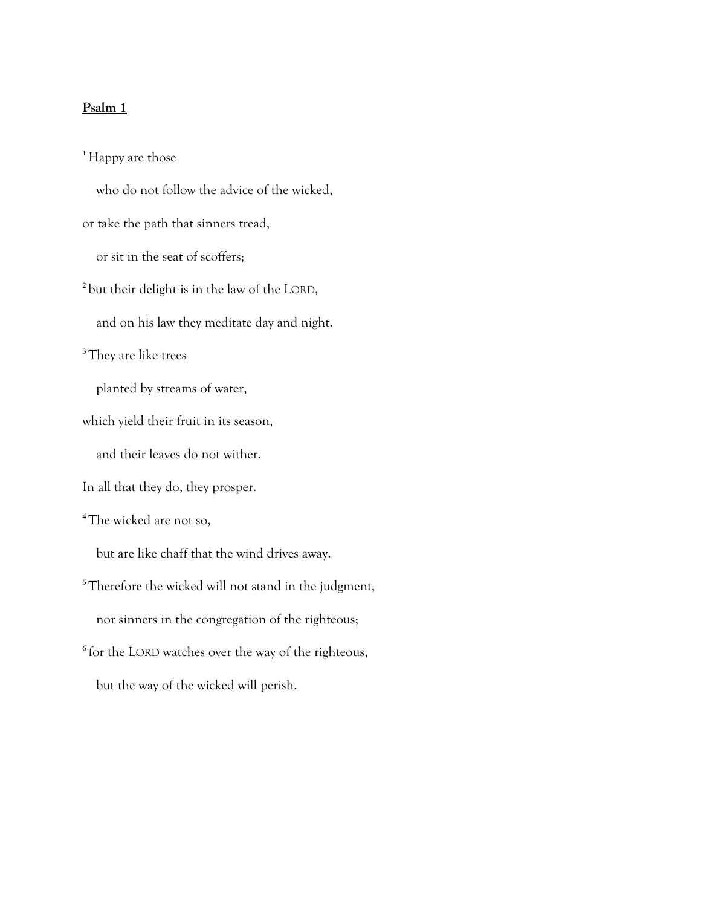**Psalm 1**

[1] Happy are those

  who do not follow the advice of the wicked,

or take the path that sinners tread,

  or sit in the seat of scoffers;

[2] but their delight is in the law of the LORD,

  and on his law they meditate day and night.

[3] They are like trees

  planted by streams of water,

which yield their fruit in its season,

  and their leaves do not wither.

In all that they do, they prosper.

[4] The wicked are not so,

  but are like chaff that the wind drives away.

[5] Therefore the wicked will not stand in the judgment,

  nor sinners in the congregation of the righteous;

[6] for the LORD watches over the way of the righteous,

  but the way of the wicked will perish.